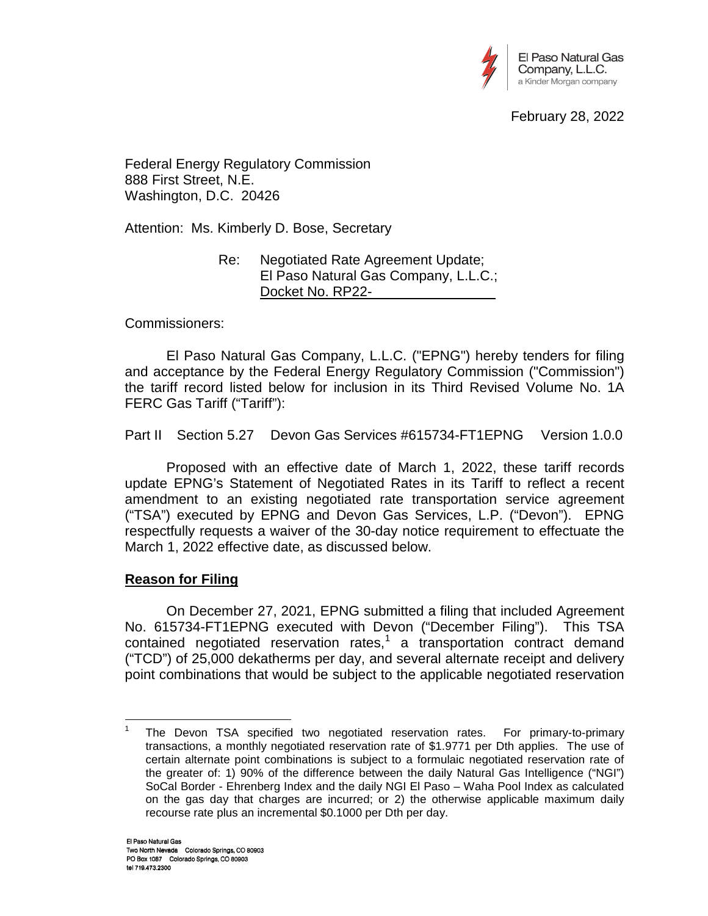El Paso Natural Gas Company, L.L.C.
a Kinder Morgan company

February 28, 2022

Federal Energy Regulatory Commission
888 First Street, N.E.
Washington, D.C. 20426

Attention: Ms. Kimberly D. Bose, Secretary

Re: Negotiated Rate Agreement Update;
El Paso Natural Gas Company, L.L.C.;
Docket No. RP22-

Commissioners:

El Paso Natural Gas Company, L.L.C. ("EPNG") hereby tenders for filing and acceptance by the Federal Energy Regulatory Commission ("Commission") the tariff record listed below for inclusion in its Third Revised Volume No. 1A FERC Gas Tariff ("Tariff"):

Part II Section 5.27 Devon Gas Services #615734-FT1EPNG Version 1.0.0

Proposed with an effective date of March 1, 2022, these tariff records update EPNG's Statement of Negotiated Rates in its Tariff to reflect a recent amendment to an existing negotiated rate transportation service agreement ("TSA") executed by EPNG and Devon Gas Services, L.P. ("Devon"). EPNG respectfully requests a waiver of the 30-day notice requirement to effectuate the March 1, 2022 effective date, as discussed below.

**Reason for Filing**

On December 27, 2021, EPNG submitted a filing that included Agreement No. 615734-FT1EPNG executed with Devon ("December Filing"). This TSA contained negotiated reservation rates,[1] a transportation contract demand ("TCD") of 25,000 dekatherms per day, and several alternate receipt and delivery point combinations that would be subject to the applicable negotiated reservation

[1] The Devon TSA specified two negotiated reservation rates. For primary-to-primary transactions, a monthly negotiated reservation rate of $1.9771 per Dth applies. The use of certain alternate point combinations is subject to a formulaic negotiated reservation rate of the greater of: 1) 90% of the difference between the daily Natural Gas Intelligence ("NGI") SoCal Border - Ehrenberg Index and the daily NGI El Paso – Waha Pool Index as calculated on the gas day that charges are incurred; or 2) the otherwise applicable maximum daily recourse rate plus an incremental $0.1000 per Dth per day.

El Paso Natural Gas
Two North Nevada Colorado Springs, CO 80903
PO Box 1087 Colorado Springs, CO 80903
tel 719.473.2300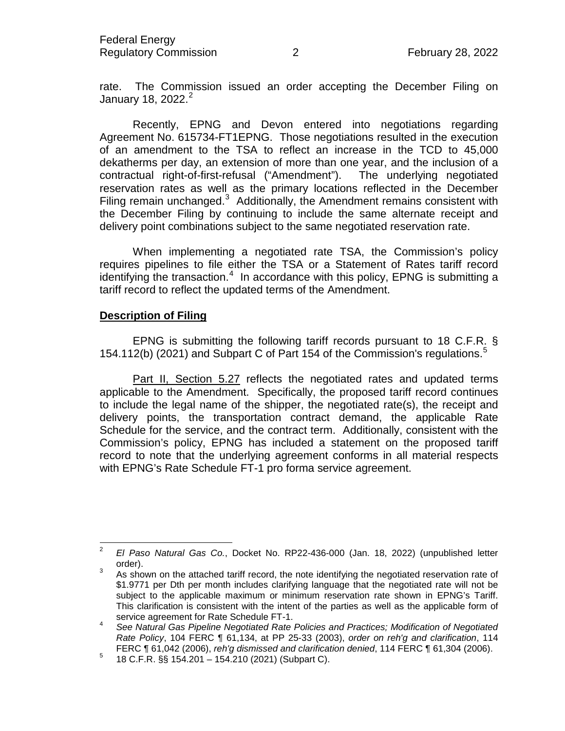rate. The Commission issued an order accepting the December Filing on January 18, 2022.[2]

Recently, EPNG and Devon entered into negotiations regarding Agreement No. 615734-FT1EPNG. Those negotiations resulted in the execution of an amendment to the TSA to reflect an increase in the TCD to 45,000 dekatherms per day, an extension of more than one year, and the inclusion of a contractual right-of-first-refusal ("Amendment"). The underlying negotiated reservation rates as well as the primary locations reflected in the December Filing remain unchanged.[3] Additionally, the Amendment remains consistent with the December Filing by continuing to include the same alternate receipt and delivery point combinations subject to the same negotiated reservation rate.

When implementing a negotiated rate TSA, the Commission's policy requires pipelines to file either the TSA or a Statement of Rates tariff record identifying the transaction.[4] In accordance with this policy, EPNG is submitting a tariff record to reflect the updated terms of the Amendment.

## Description of Filing

EPNG is submitting the following tariff records pursuant to 18 C.F.R. § 154.112(b) (2021) and Subpart C of Part 154 of the Commission's regulations.[5]

Part II, Section 5.27 reflects the negotiated rates and updated terms applicable to the Amendment. Specifically, the proposed tariff record continues to include the legal name of the shipper, the negotiated rate(s), the receipt and delivery points, the transportation contract demand, the applicable Rate Schedule for the service, and the contract term. Additionally, consistent with the Commission's policy, EPNG has included a statement on the proposed tariff record to note that the underlying agreement conforms in all material respects with EPNG's Rate Schedule FT-1 pro forma service agreement.

---

[2] *El Paso Natural Gas Co.*, Docket No. RP22-436-000 (Jan. 18, 2022) (unpublished letter order).

[3] As shown on the attached tariff record, the note identifying the negotiated reservation rate of $1.9771 per Dth per month includes clarifying language that the negotiated rate will not be subject to the applicable maximum or minimum reservation rate shown in EPNG's Tariff. This clarification is consistent with the intent of the parties as well as the applicable form of service agreement for Rate Schedule FT-1.

[4] *See Natural Gas Pipeline Negotiated Rate Policies and Practices; Modification of Negotiated Rate Policy*, 104 FERC ¶ 61,134, at PP 25-33 (2003), *order on reh'g and clarification*, 114 FERC ¶ 61,042 (2006), *reh'g dismissed and clarification denied*, 114 FERC ¶ 61,304 (2006).

[5] 18 C.F.R. §§ 154.201 – 154.210 (2021) (Subpart C).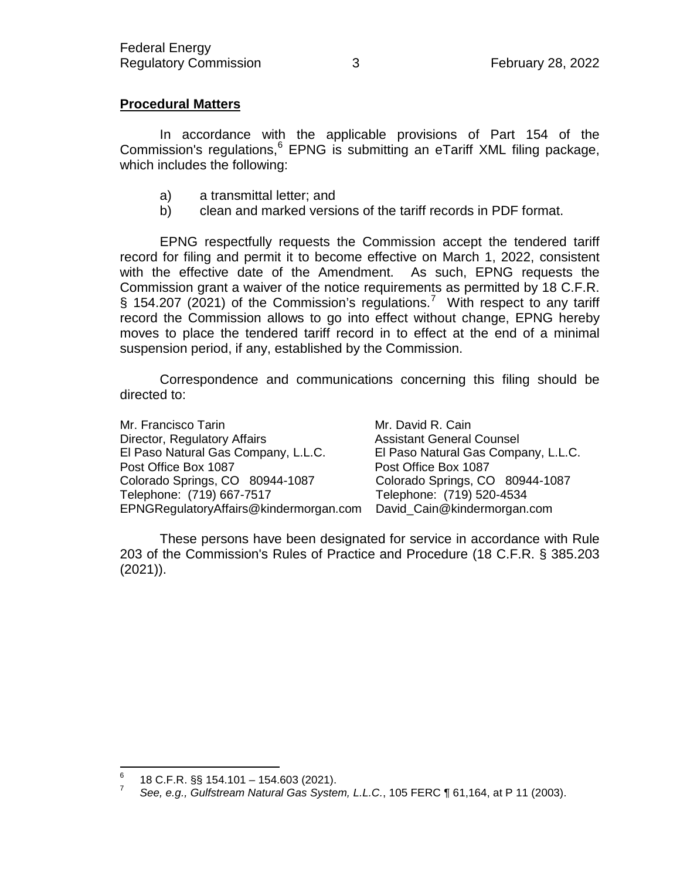**Procedural Matters**

In accordance with the applicable provisions of Part 154 of the Commission's regulations,[6] EPNG is submitting an eTariff XML filing package, which includes the following:

a) a transmittal letter; and
b) clean and marked versions of the tariff records in PDF format.

EPNG respectfully requests the Commission accept the tendered tariff record for filing and permit it to become effective on March 1, 2022, consistent with the effective date of the Amendment. As such, EPNG requests the Commission grant a waiver of the notice requirements as permitted by 18 C.F.R. § 154.207 (2021) of the Commission's regulations.[7] With respect to any tariff record the Commission allows to go into effect without change, EPNG hereby moves to place the tendered tariff record in to effect at the end of a minimal suspension period, if any, established by the Commission.

Correspondence and communications concerning this filing should be directed to:

| | |
|---|---|
| Mr. Francisco Tarin | Mr. David R. Cain |
| Director, Regulatory Affairs | Assistant General Counsel |
| El Paso Natural Gas Company, L.L.C. | El Paso Natural Gas Company, L.L.C. |
| Post Office Box 1087 | Post Office Box 1087 |
| Colorado Springs, CO 80944-1087 | Colorado Springs, CO 80944-1087 |
| Telephone: (719) 667-7517 | Telephone: (719) 520-4534 |
| EPNGRegulatoryAffairs@kindermorgan.com | David_Cain@kindermorgan.com |

These persons have been designated for service in accordance with Rule 203 of the Commission's Rules of Practice and Procedure (18 C.F.R. § 385.203 (2021)).

---

[6] 18 C.F.R. §§ 154.101 – 154.603 (2021).

[7] *See, e.g., Gulfstream Natural Gas System, L.L.C.*, 105 FERC ¶ 61,164, at P 11 (2003).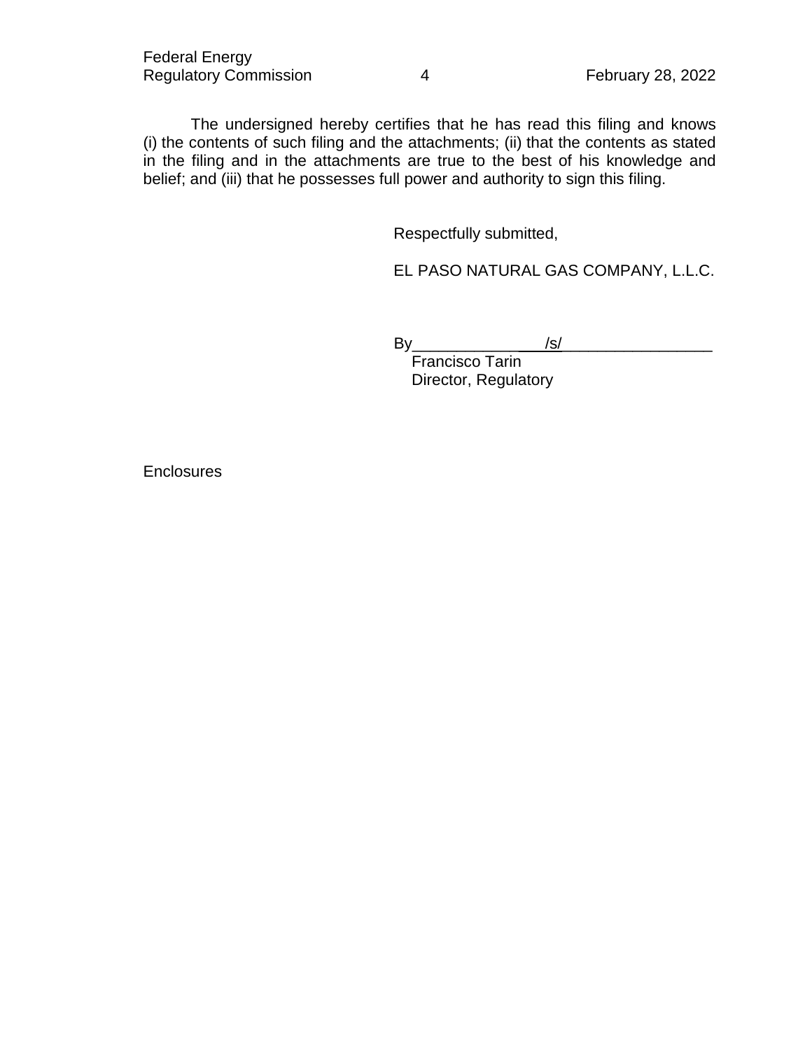The undersigned hereby certifies that he has read this filing and knows (i) the contents of such filing and the attachments; (ii) that the contents as stated in the filing and in the attachments are true to the best of his knowledge and belief; and (iii) that he possesses full power and authority to sign this filing.

Respectfully submitted,

EL PASO NATURAL GAS COMPANY, L.L.C.

By \_\_\_\_\_\_\_\_\_\_\_\_\_\_/s/\_\_\_\_\_\_\_\_\_\_\_\_\_\_\_\_\_
Francisco Tarin
Director, Regulatory

Enclosures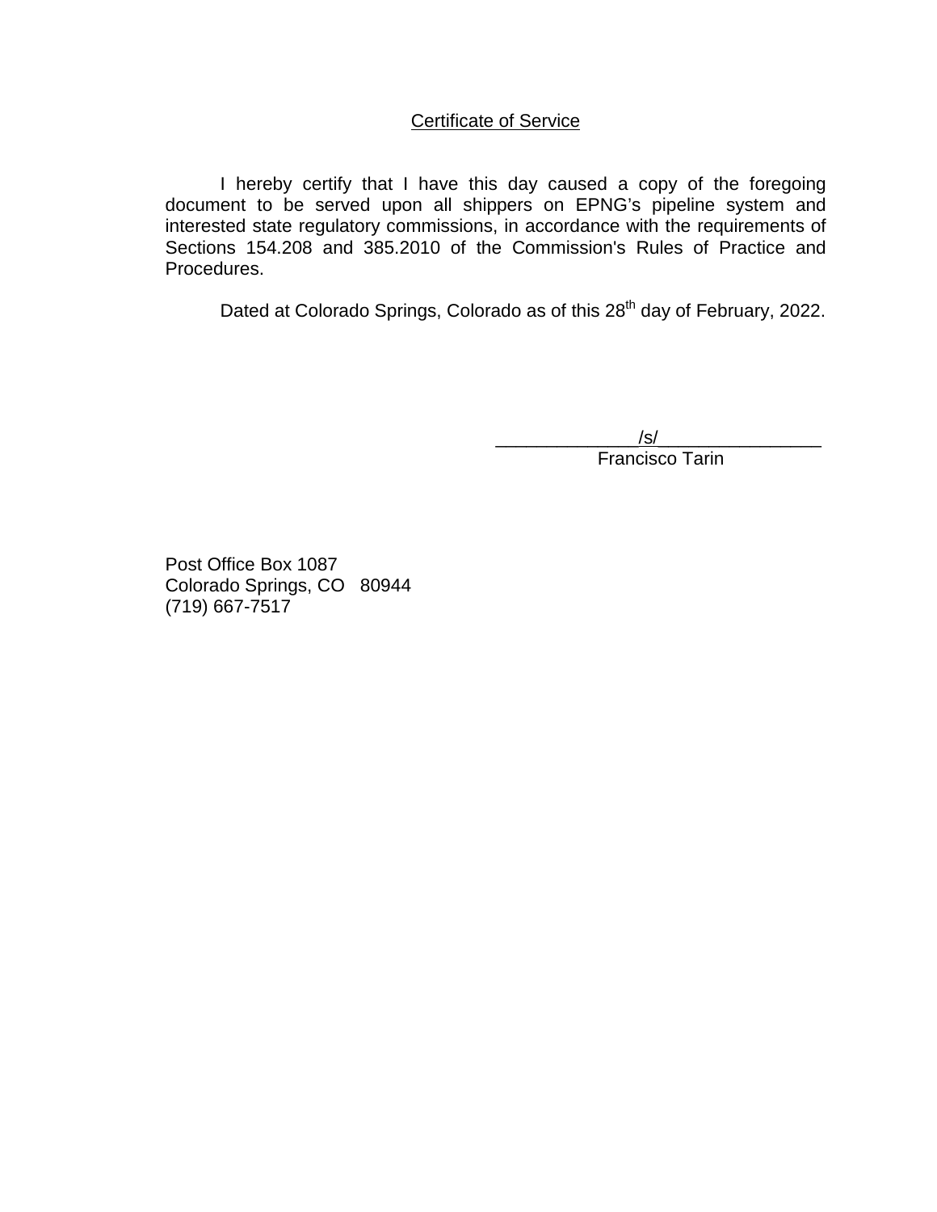Certificate of Service

I hereby certify that I have this day caused a copy of the foregoing document to be served upon all shippers on EPNG's pipeline system and interested state regulatory commissions, in accordance with the requirements of Sections 154.208 and 385.2010 of the Commission's Rules of Practice and Procedures.

Dated at Colorado Springs, Colorado as of this 28th day of February, 2022.

/s/
Francisco Tarin

Post Office Box 1087
Colorado Springs, CO 80944
(719) 667-7517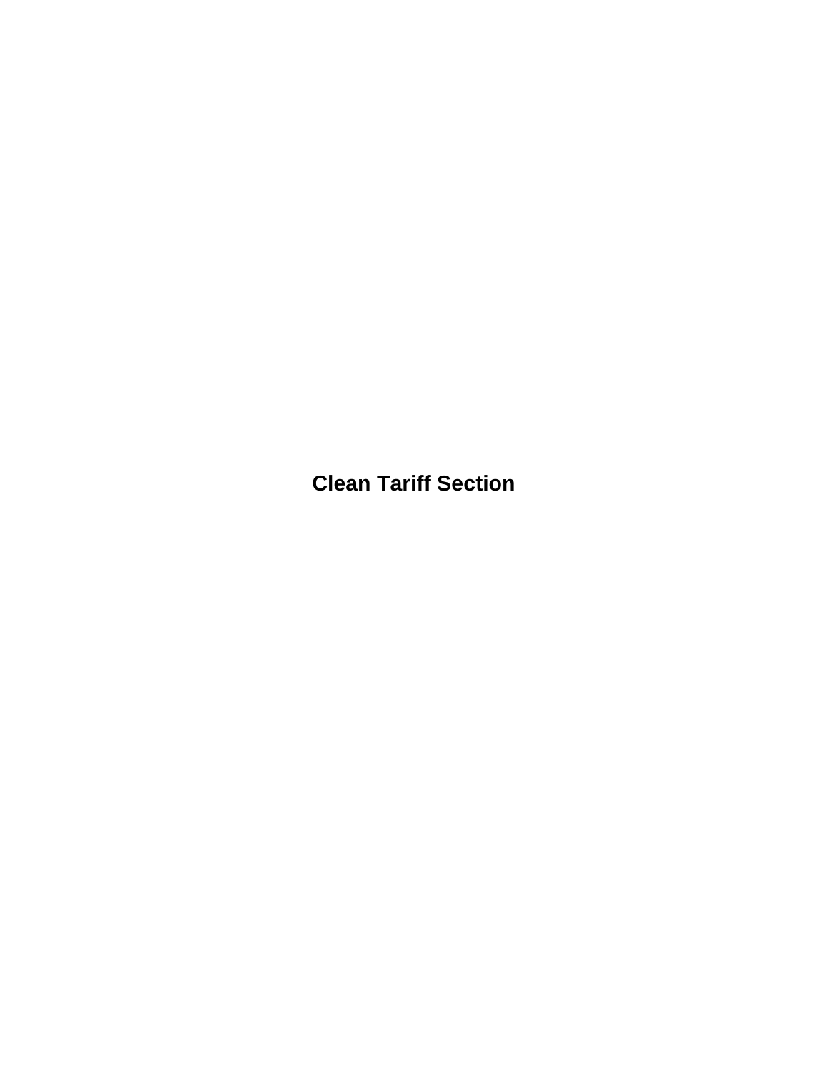# Clean Tariff Section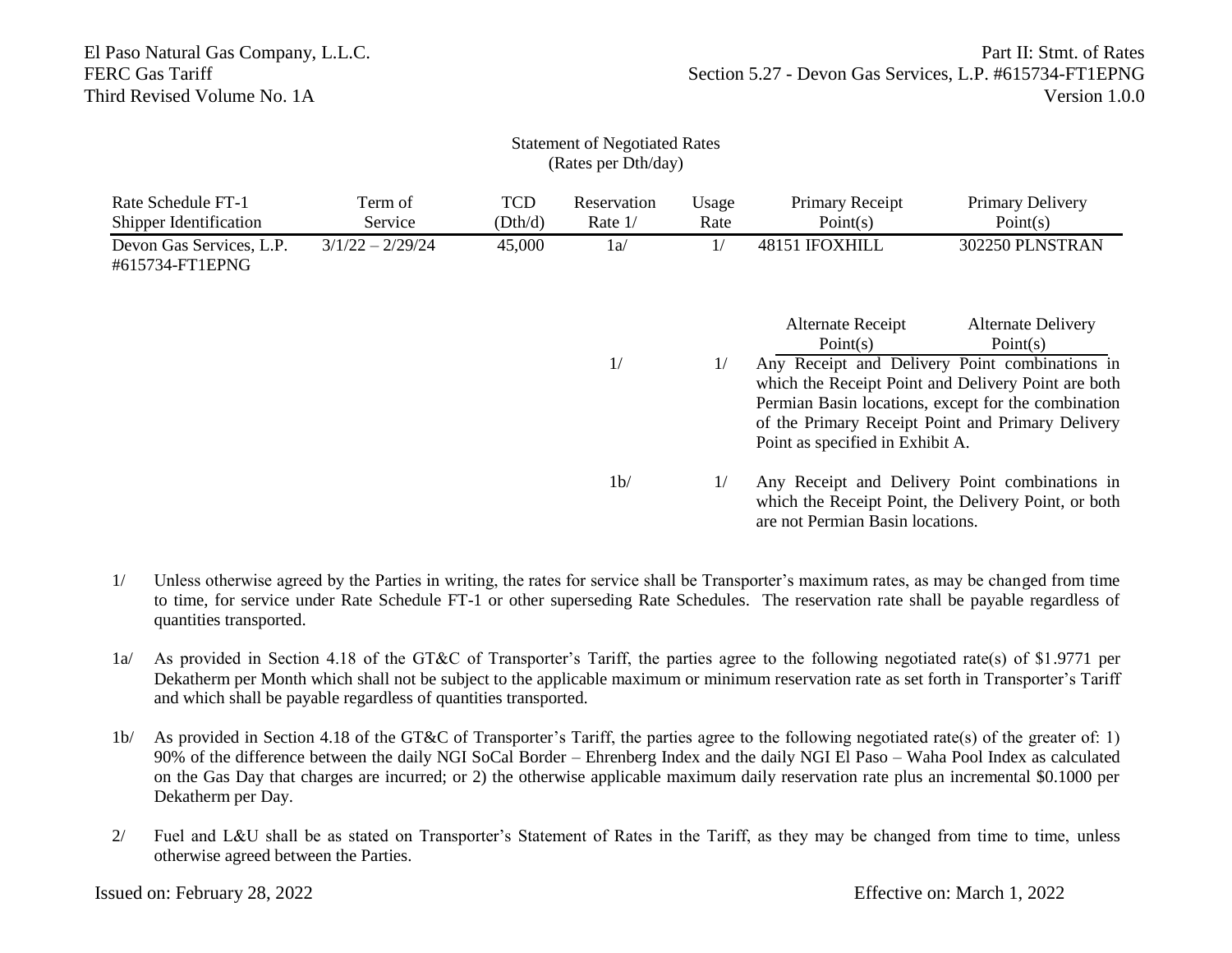Statement of Negotiated Rates
(Rates per Dth/day)

| Rate Schedule FT-1 Shipper Identification | Term of Service | TCD (Dth/d) | Reservation Rate 1/ | Usage Rate | Primary Receipt Point(s) | Primary Delivery Point(s) |
|---|---|---|---|---|---|---|
| Devon Gas Services, L.P. #615734-FT1EPNG | 3/1/22 – 2/29/24 | 45,000 | 1a/ | 1/ | 48151 IFOXHILL | 302250 PLNSTRAN |
| | | | | | Alternate Receipt Point(s) | Alternate Delivery Point(s) |
| | | | 1/ | 1/ | Any Receipt and Delivery Point combinations in which the Receipt Point and Delivery Point are both Permian Basin locations, except for the combination of the Primary Receipt Point and Primary Delivery Point as specified in Exhibit A. | |
| | | | 1b/ | 1/ | Any Receipt and Delivery Point combinations in which the Receipt Point, the Delivery Point, or both are not Permian Basin locations. | |

1/ Unless otherwise agreed by the Parties in writing, the rates for service shall be Transporter's maximum rates, as may be changed from time to time, for service under Rate Schedule FT-1 or other superseding Rate Schedules. The reservation rate shall be payable regardless of quantities transported.

1a/ As provided in Section 4.18 of the GT&C of Transporter's Tariff, the parties agree to the following negotiated rate(s) of $1.9771 per Dekatherm per Month which shall not be subject to the applicable maximum or minimum reservation rate as set forth in Transporter's Tariff and which shall be payable regardless of quantities transported.

1b/ As provided in Section 4.18 of the GT&C of Transporter's Tariff, the parties agree to the following negotiated rate(s) of the greater of: 1) 90% of the difference between the daily NGI SoCal Border – Ehrenberg Index and the daily NGI El Paso – Waha Pool Index as calculated on the Gas Day that charges are incurred; or 2) the otherwise applicable maximum daily reservation rate plus an incremental $0.1000 per Dekatherm per Day.

2/ Fuel and L&U shall be as stated on Transporter's Statement of Rates in the Tariff, as they may be changed from time to time, unless otherwise agreed between the Parties.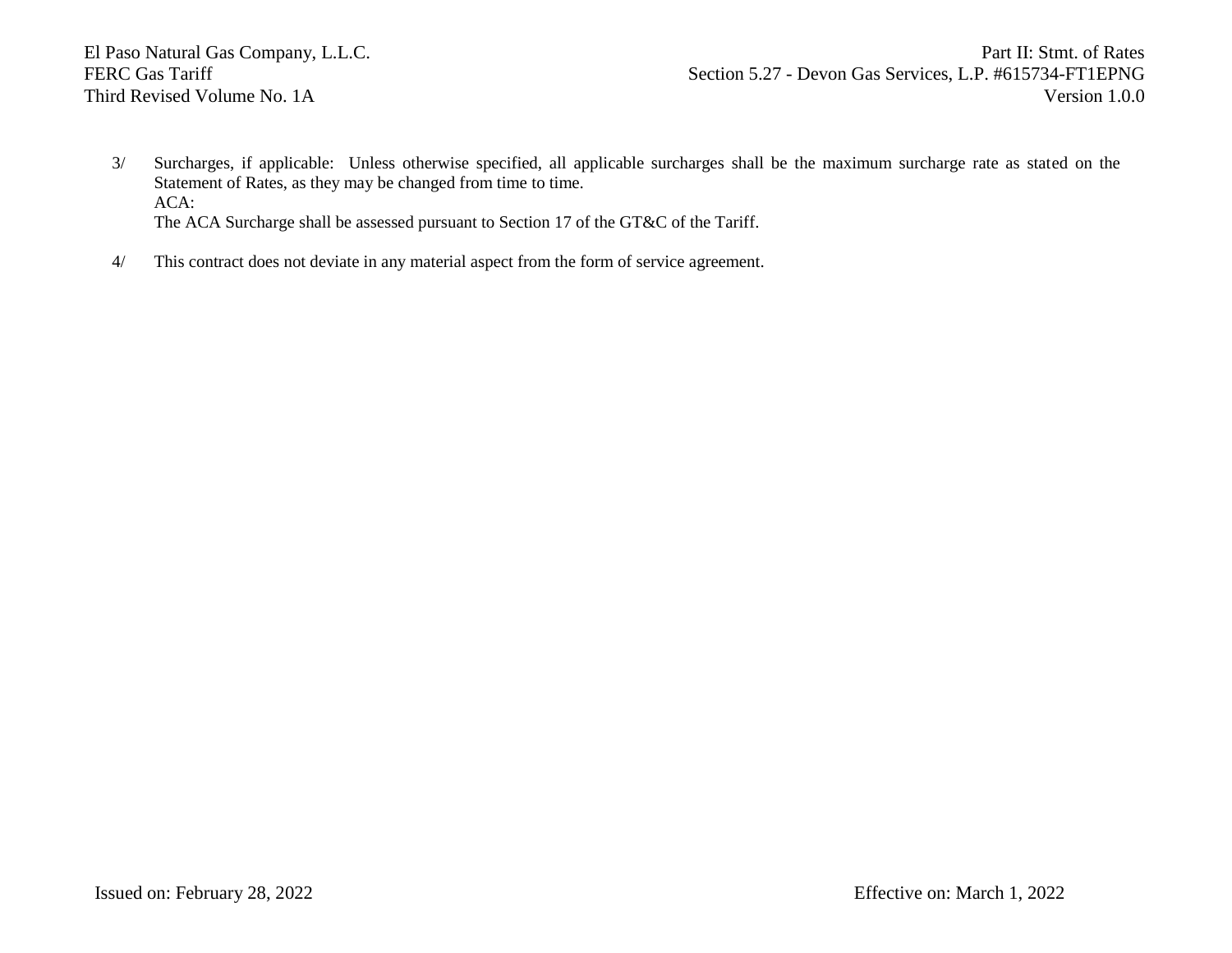3/ Surcharges, if applicable: Unless otherwise specified, all applicable surcharges shall be the maximum surcharge rate as stated on the Statement of Rates, as they may be changed from time to time.
ACA:
The ACA Surcharge shall be assessed pursuant to Section 17 of the GT&C of the Tariff.

4/ This contract does not deviate in any material aspect from the form of service agreement.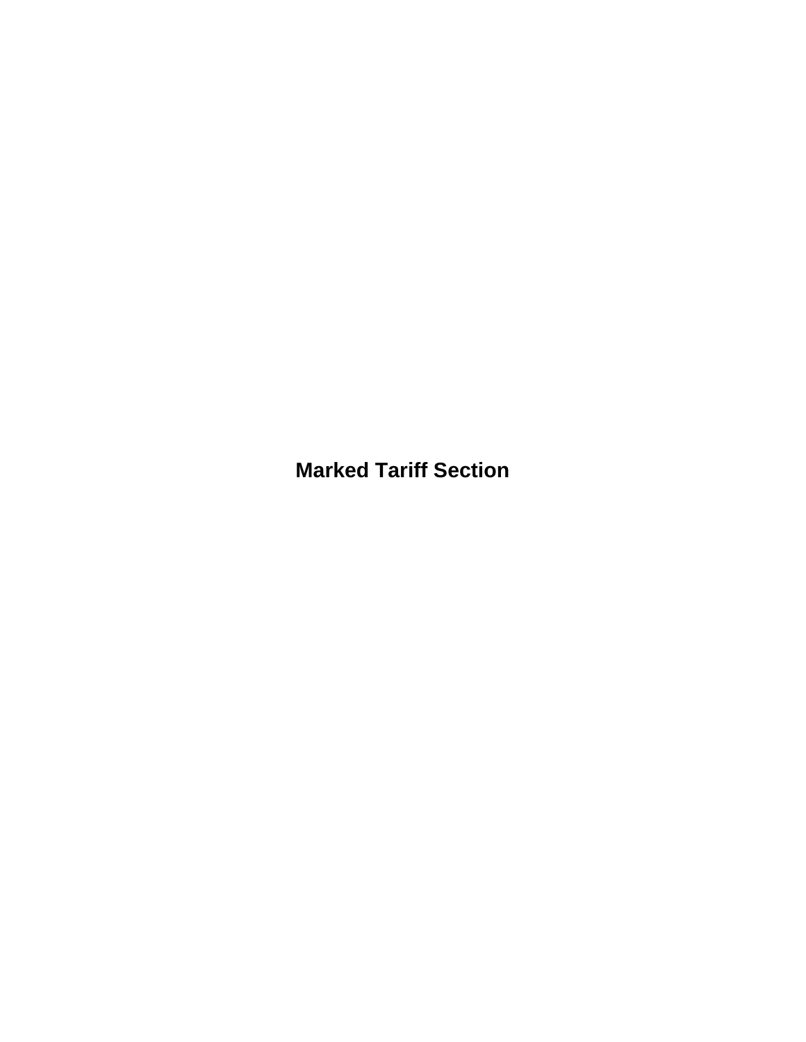# Marked Tariff Section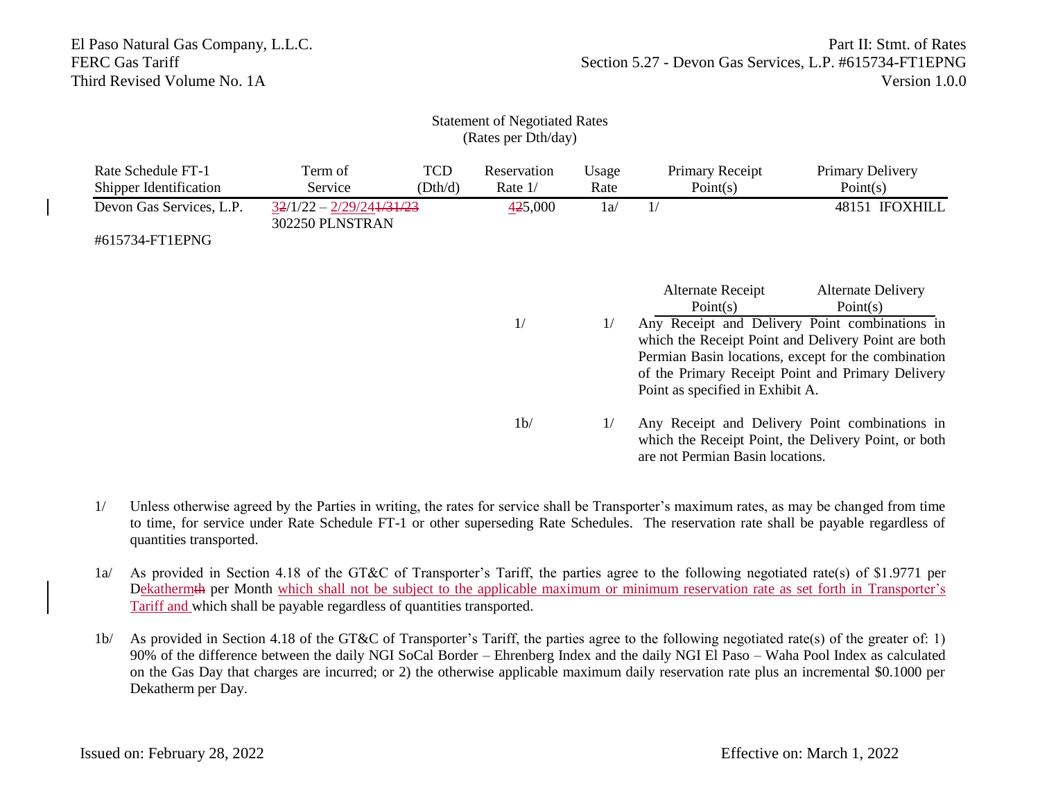Statement of Negotiated Rates
(Rates per Dth/day)

| Rate Schedule FT-1 Shipper Identification | Term of Service | TCD (Dth/d) | Reservation Rate 1/ | Usage Rate | Primary Receipt Point(s) | Primary Delivery Point(s) |
|---|---|---|---|---|---|---|
| Devon Gas Services, L.P. #615734-FT1EPNG | 32/1/22 – 2/29/241/31/23 | 425,000 | 1a/ | 1/ | 302250 PLNSTRAN | 48151 IFOXHILL |

| | Reservation Rate | Usage Rate | Alternate Receipt Point(s) / Alternate Delivery Point(s) |
|---|---|---|---|
| | 1/ | 1/ | Any Receipt and Delivery Point combinations in which the Receipt Point and Delivery Point are both Permian Basin locations, except for the combination of the Primary Receipt Point and Primary Delivery Point as specified in Exhibit A. |
| | 1b/ | 1/ | Any Receipt and Delivery Point combinations in which the Receipt Point, the Delivery Point, or both are not Permian Basin locations. |

1/ Unless otherwise agreed by the Parties in writing, the rates for service shall be Transporter's maximum rates, as may be changed from time to time, for service under Rate Schedule FT-1 or other superseding Rate Schedules. The reservation rate shall be payable regardless of quantities transported.

1a/ As provided in Section 4.18 of the GT&C of Transporter's Tariff, the parties agree to the following negotiated rate(s) of $1.9771 per Dekathermth per Month which shall not be subject to the applicable maximum or minimum reservation rate as set forth in Transporter's Tariff and which shall be payable regardless of quantities transported.

1b/ As provided in Section 4.18 of the GT&C of Transporter's Tariff, the parties agree to the following negotiated rate(s) of the greater of: 1) 90% of the difference between the daily NGI SoCal Border – Ehrenberg Index and the daily NGI El Paso – Waha Pool Index as calculated on the Gas Day that charges are incurred; or 2) the otherwise applicable maximum daily reservation rate plus an incremental $0.1000 per Dekatherm per Day.

Issued on: February 28, 2022 Effective on: March 1, 2022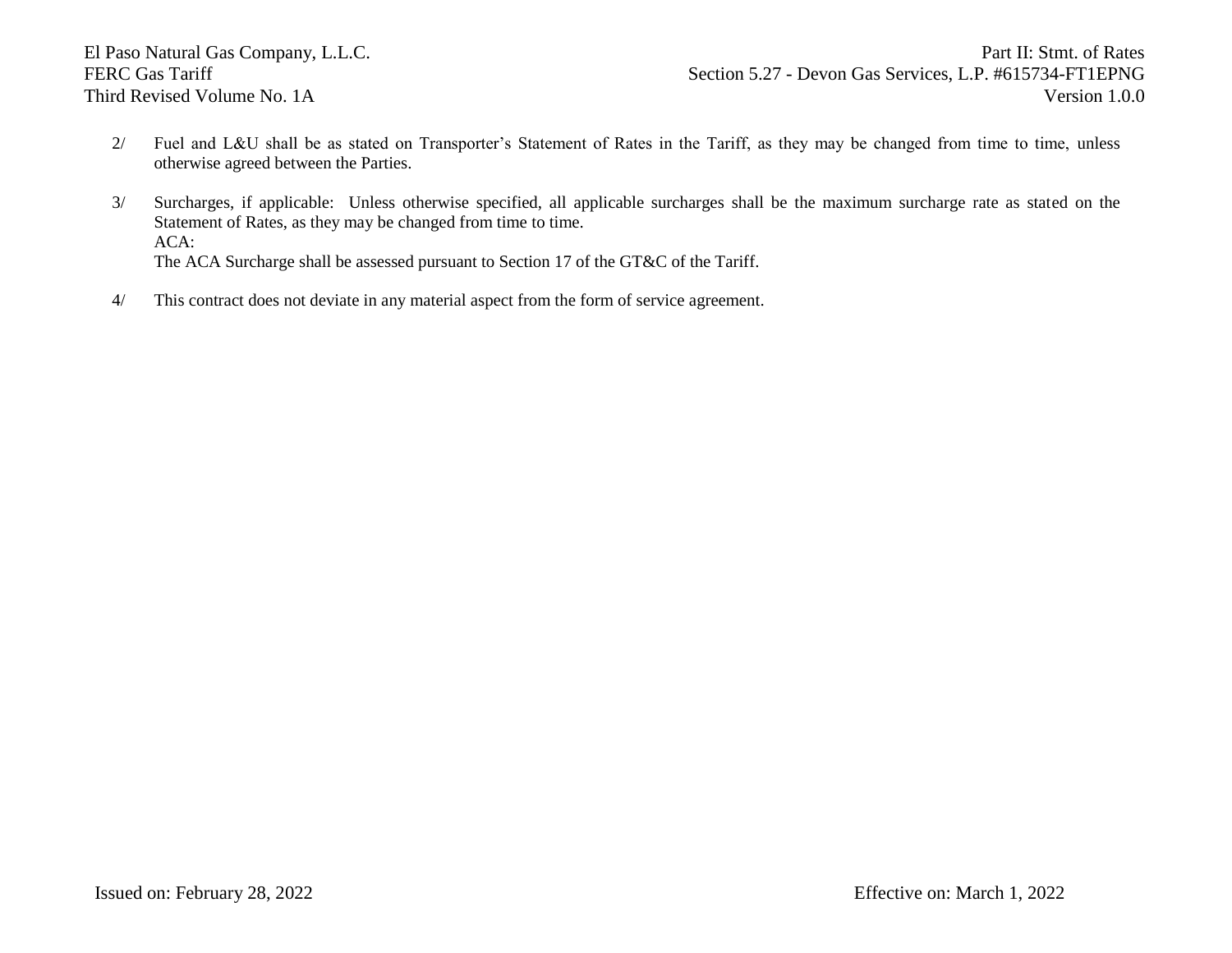2/ Fuel and L&U shall be as stated on Transporter's Statement of Rates in the Tariff, as they may be changed from time to time, unless otherwise agreed between the Parties.

3/ Surcharges, if applicable: Unless otherwise specified, all applicable surcharges shall be the maximum surcharge rate as stated on the Statement of Rates, as they may be changed from time to time.
ACA:
The ACA Surcharge shall be assessed pursuant to Section 17 of the GT&C of the Tariff.

4/ This contract does not deviate in any material aspect from the form of service agreement.